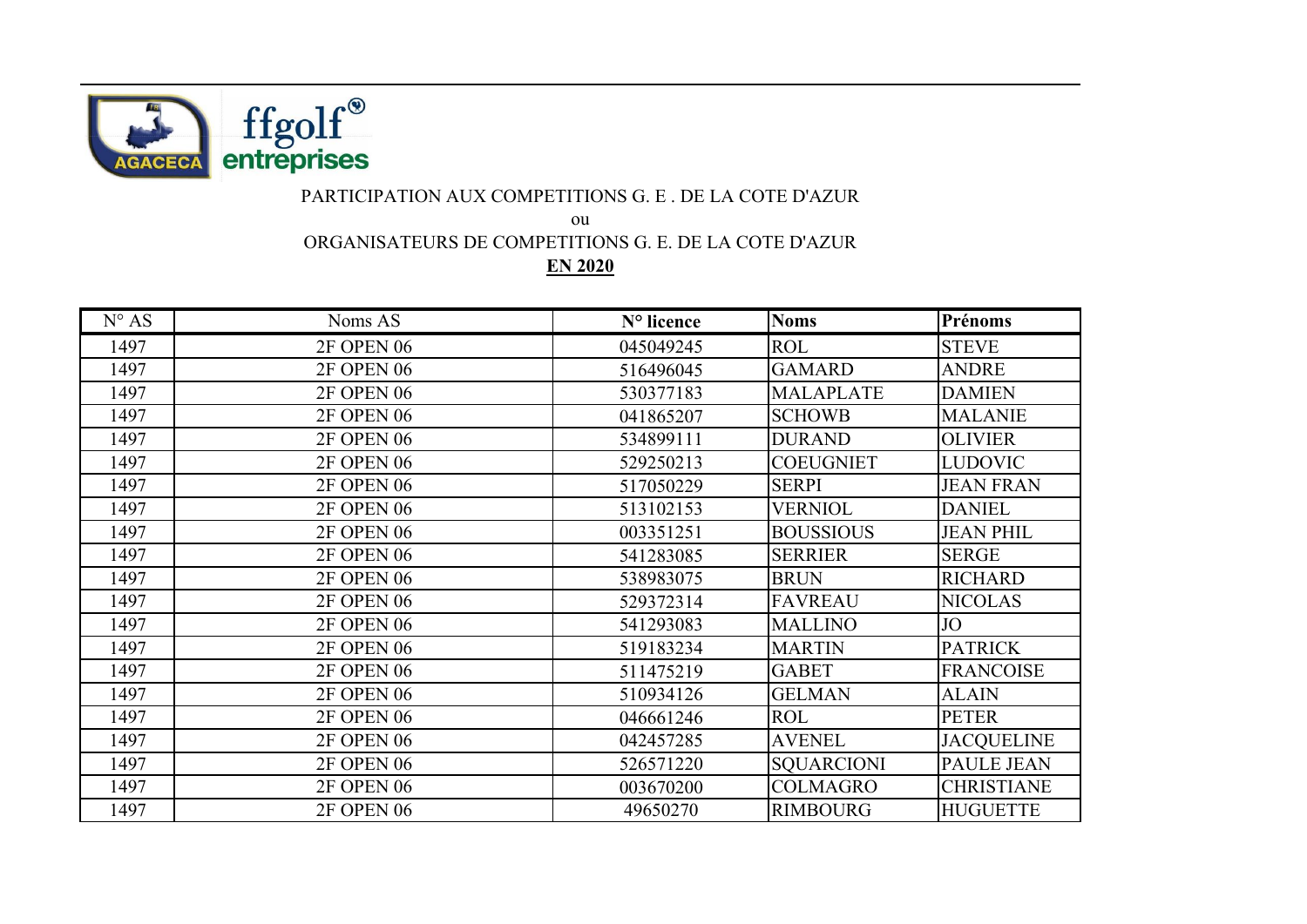PARTICIPATION AUX COMPETITIONS G. E . DE LA COTE D'AZUR

ou

ORGANISATEURS DE COMPETITIONS G. E. DE LA COTE D'AZUR

**EN 2020**

| N° AS | Noms AS | **N° licence** | **Noms** | **Prénoms** |
|---|---|---|---|---|
| 1497 | 2F OPEN 06 | 045049245 | ROL | STEVE |
| 1497 | 2F OPEN 06 | 516496045 | GAMARD | ANDRE |
| 1497 | 2F OPEN 06 | 530377183 | MALAPLATE | DAMIEN |
| 1497 | 2F OPEN 06 | 041865207 | SCHOWB | MALANIE |
| 1497 | 2F OPEN 06 | 534899111 | DURAND | OLIVIER |
| 1497 | 2F OPEN 06 | 529250213 | COEUGNIET | LUDOVIC |
| 1497 | 2F OPEN 06 | 517050229 | SERPI | JEAN FRAN |
| 1497 | 2F OPEN 06 | 513102153 | VERNIOL | DANIEL |
| 1497 | 2F OPEN 06 | 003351251 | BOUSSIOUS | JEAN PHIL |
| 1497 | 2F OPEN 06 | 541283085 | SERRIER | SERGE |
| 1497 | 2F OPEN 06 | 538983075 | BRUN | RICHARD |
| 1497 | 2F OPEN 06 | 529372314 | FAVREAU | NICOLAS |
| 1497 | 2F OPEN 06 | 541293083 | MALLINO | JO |
| 1497 | 2F OPEN 06 | 519183234 | MARTIN | PATRICK |
| 1497 | 2F OPEN 06 | 511475219 | GABET | FRANCOISE |
| 1497 | 2F OPEN 06 | 510934126 | GELMAN | ALAIN |
| 1497 | 2F OPEN 06 | 046661246 | ROL | PETER |
| 1497 | 2F OPEN 06 | 042457285 | AVENEL | JACQUELINE |
| 1497 | 2F OPEN 06 | 526571220 | SQUARCIONI | PAULE JEAN |
| 1497 | 2F OPEN 06 | 003670200 | COLMAGRO | CHRISTIANE |
| 1497 | 2F OPEN 06 | 49650270 | RIMBOURG | HUGUETTE |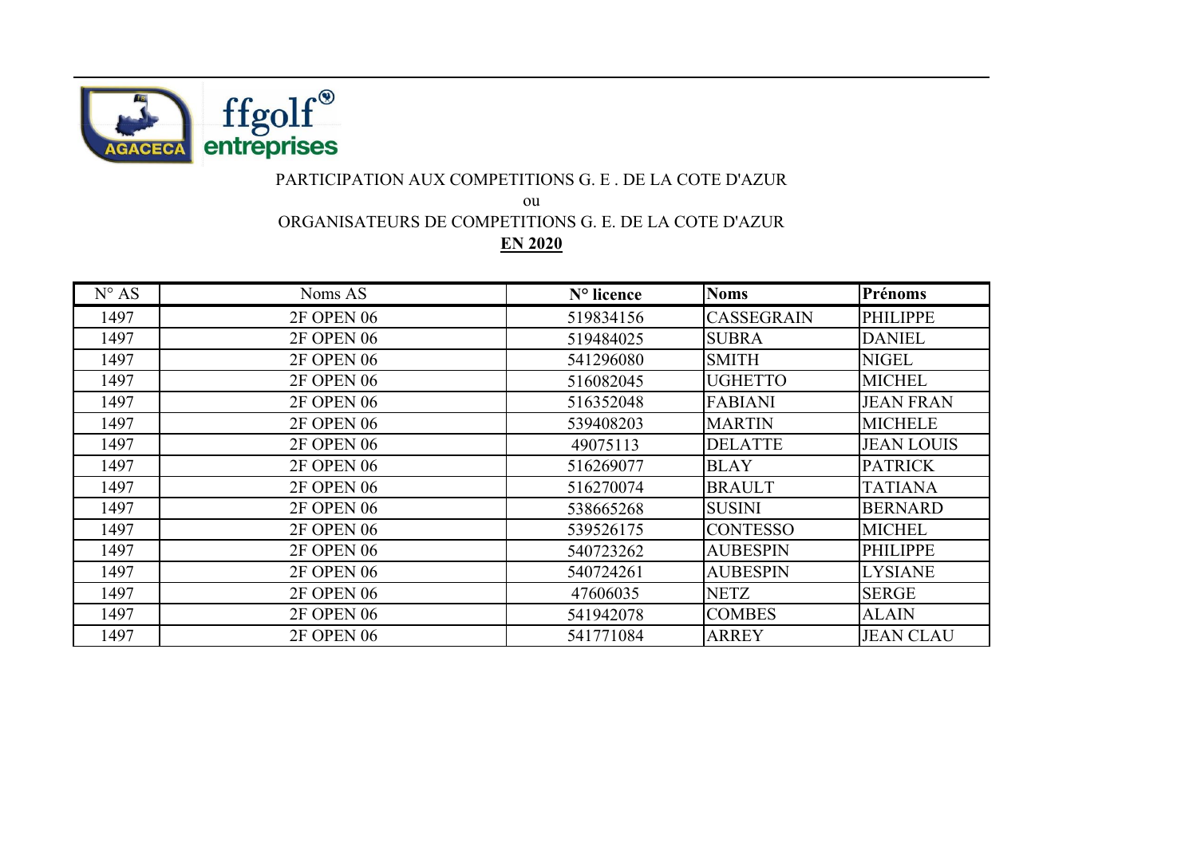PARTICIPATION AUX COMPETITIONS G. E . DE LA COTE D'AZUR

ou

ORGANISATEURS DE COMPETITIONS G. E. DE LA COTE D'AZUR

**EN 2020**

| N° AS | Noms AS | **N° licence** | **Noms** | **Prénoms** |
|---|---|---|---|---|
| 1497 | 2F OPEN 06 | 519834156 | CASSEGRAIN | PHILIPPE |
| 1497 | 2F OPEN 06 | 519484025 | SUBRA | DANIEL |
| 1497 | 2F OPEN 06 | 541296080 | SMITH | NIGEL |
| 1497 | 2F OPEN 06 | 516082045 | UGHETTO | MICHEL |
| 1497 | 2F OPEN 06 | 516352048 | FABIANI | JEAN FRAN |
| 1497 | 2F OPEN 06 | 539408203 | MARTIN | MICHELE |
| 1497 | 2F OPEN 06 | 49075113 | DELATTE | JEAN LOUIS |
| 1497 | 2F OPEN 06 | 516269077 | BLAY | PATRICK |
| 1497 | 2F OPEN 06 | 516270074 | BRAULT | TATIANA |
| 1497 | 2F OPEN 06 | 538665268 | SUSINI | BERNARD |
| 1497 | 2F OPEN 06 | 539526175 | CONTESSO | MICHEL |
| 1497 | 2F OPEN 06 | 540723262 | AUBESPIN | PHILIPPE |
| 1497 | 2F OPEN 06 | 540724261 | AUBESPIN | LYSIANE |
| 1497 | 2F OPEN 06 | 47606035 | NETZ | SERGE |
| 1497 | 2F OPEN 06 | 541942078 | COMBES | ALAIN |
| 1497 | 2F OPEN 06 | 541771084 | ARREY | JEAN CLAU |